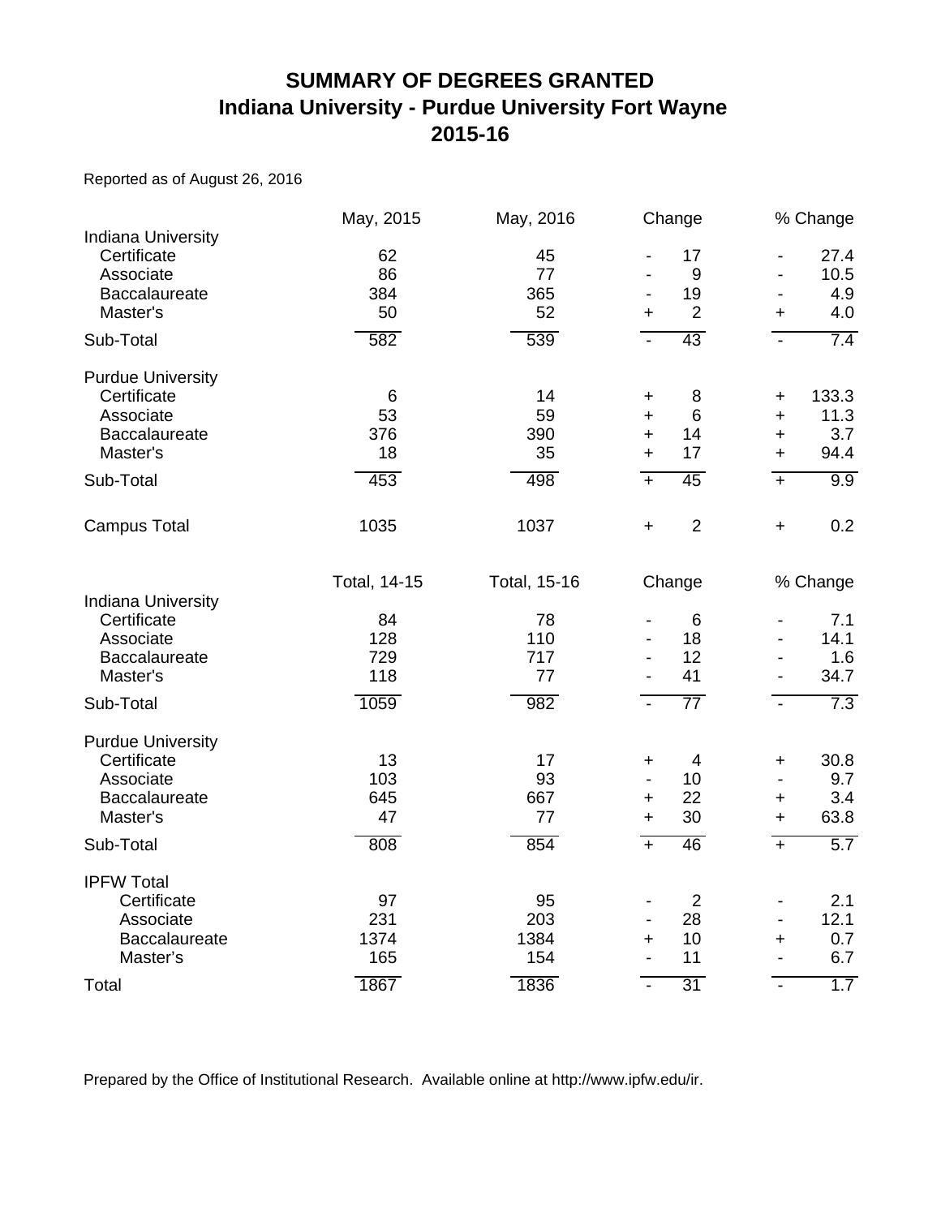# SUMMARY OF DEGREES GRANTED
## Indiana University - Purdue University Fort Wayne
## 2015-16

Reported as of August 26, 2016

| | May, 2015 | May, 2016 | Change | % Change |
|---|---|---|---|---|
| **Indiana University** | | | | |
| Certificate | 62 | 45 | - 17 | - 27.4 |
| Associate | 86 | 77 | - 9 | - 10.5 |
| Baccalaureate | 384 | 365 | - 19 | - 4.9 |
| Master's | 50 | 52 | + 2 | + 4.0 |
| Sub-Total | 582 | 539 | - 43 | - 7.4 |
| **Purdue University** | | | | |
| Certificate | 6 | 14 | + 8 | + 133.3 |
| Associate | 53 | 59 | + 6 | + 11.3 |
| Baccalaureate | 376 | 390 | + 14 | + 3.7 |
| Master's | 18 | 35 | + 17 | + 94.4 |
| Sub-Total | 453 | 498 | + 45 | + 9.9 |
| Campus Total | 1035 | 1037 | + 2 | + 0.2 |

| | Total, 14-15 | Total, 15-16 | Change | % Change |
|---|---|---|---|---|
| **Indiana University** | | | | |
| Certificate | 84 | 78 | - 6 | - 7.1 |
| Associate | 128 | 110 | - 18 | - 14.1 |
| Baccalaureate | 729 | 717 | - 12 | - 1.6 |
| Master's | 118 | 77 | - 41 | - 34.7 |
| Sub-Total | 1059 | 982 | - 77 | - 7.3 |
| **Purdue University** | | | | |
| Certificate | 13 | 17 | + 4 | + 30.8 |
| Associate | 103 | 93 | - 10 | - 9.7 |
| Baccalaureate | 645 | 667 | + 22 | + 3.4 |
| Master's | 47 | 77 | + 30 | + 63.8 |
| Sub-Total | 808 | 854 | + 46 | + 5.7 |
| **IPFW Total** | | | | |
| Certificate | 97 | 95 | - 2 | - 2.1 |
| Associate | 231 | 203 | - 28 | - 12.1 |
| Baccalaureate | 1374 | 1384 | + 10 | + 0.7 |
| Master's | 165 | 154 | - 11 | - 6.7 |
| Total | 1867 | 1836 | - 31 | - 1.7 |

Prepared by the Office of Institutional Research. Available online at http://www.ipfw.edu/ir.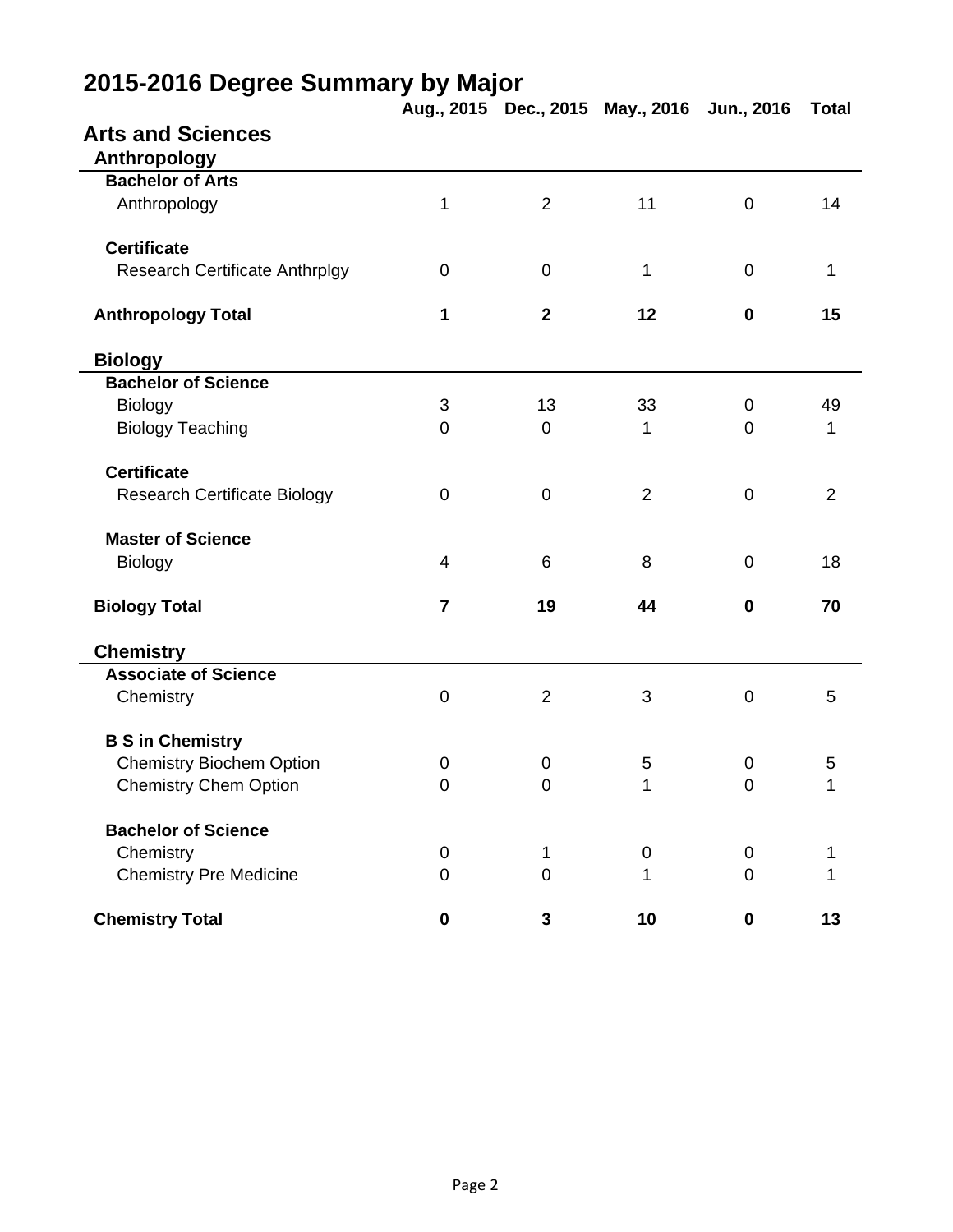# 2015-2016 Degree Summary by Major

## Arts and Sciences

### Anthropology

| | Aug., 2015 | Dec., 2015 | May., 2016 | Jun., 2016 | Total |
|---|---|---|---|---|---|
| **Bachelor of Arts** | | | | | |
| Anthropology | 1 | 2 | 11 | 0 | 14 |
| **Certificate** | | | | | |
| Research Certificate Anthrplgy | 0 | 0 | 1 | 0 | 1 |
| **Anthropology Total** | **1** | **2** | **12** | **0** | **15** |

### Biology

| | Aug., 2015 | Dec., 2015 | May., 2016 | Jun., 2016 | Total |
|---|---|---|---|---|---|
| **Bachelor of Science** | | | | | |
| Biology | 3 | 13 | 33 | 0 | 49 |
| Biology Teaching | 0 | 0 | 1 | 0 | 1 |
| **Certificate** | | | | | |
| Research Certificate Biology | 0 | 0 | 2 | 0 | 2 |
| **Master of Science** | | | | | |
| Biology | 4 | 6 | 8 | 0 | 18 |
| **Biology Total** | **7** | **19** | **44** | **0** | **70** |

### Chemistry

| | Aug., 2015 | Dec., 2015 | May., 2016 | Jun., 2016 | Total |
|---|---|---|---|---|---|
| **Associate of Science** | | | | | |
| Chemistry | 0 | 2 | 3 | 0 | 5 |
| **B S in Chemistry** | | | | | |
| Chemistry Biochem Option | 0 | 0 | 5 | 0 | 5 |
| Chemistry Chem Option | 0 | 0 | 1 | 0 | 1 |
| **Bachelor of Science** | | | | | |
| Chemistry | 0 | 1 | 0 | 0 | 1 |
| Chemistry Pre Medicine | 0 | 0 | 1 | 0 | 1 |
| **Chemistry Total** | **0** | **3** | **10** | **0** | **13** |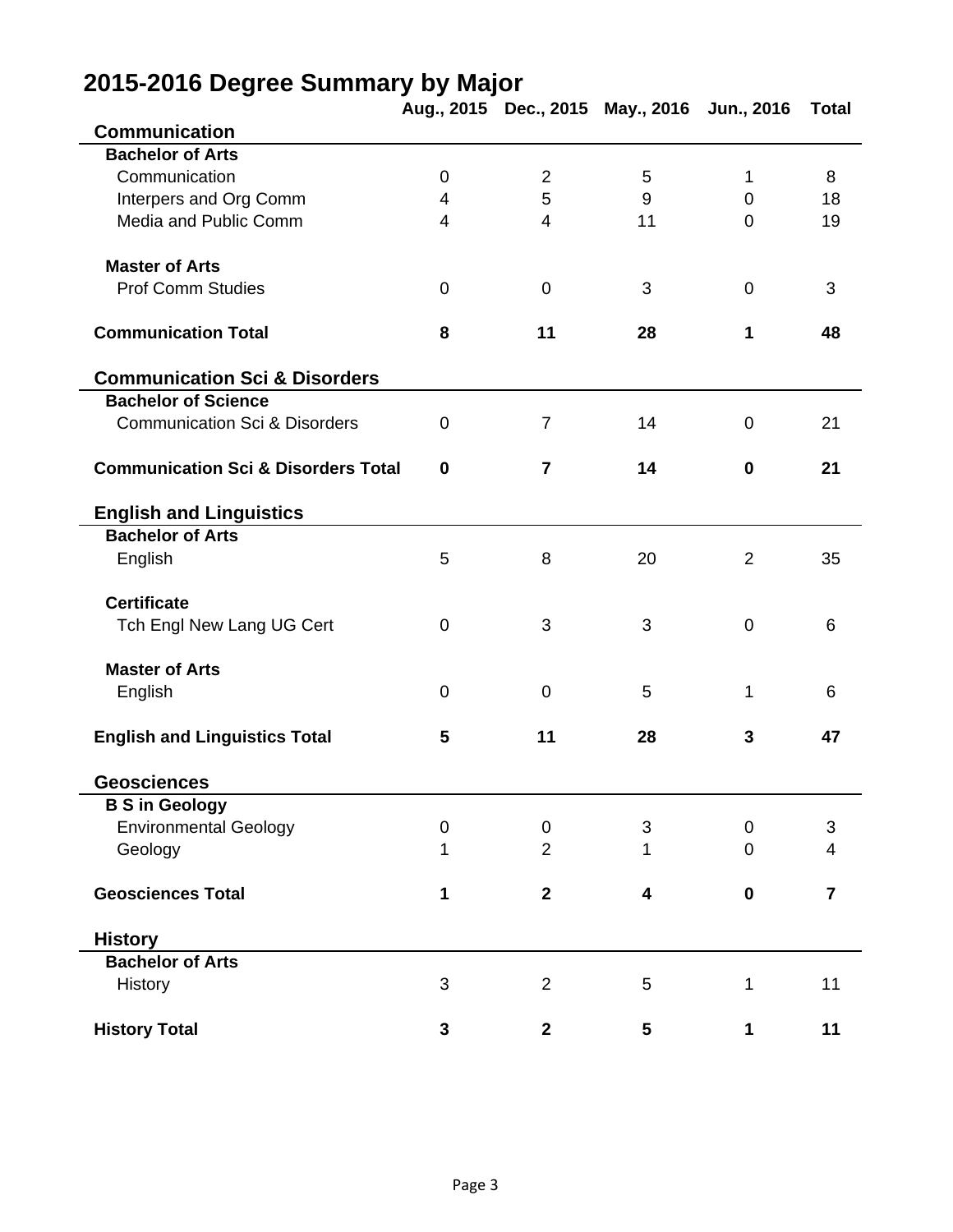# 2015-2016 Degree Summary by Major

| | Aug., 2015 | Dec., 2015 | May., 2016 | Jun., 2016 | Total |
|---|---|---|---|---|---|
| **Communication** | | | | | |
| **Bachelor of Arts** | | | | | |
| Communication | 0 | 2 | 5 | 1 | 8 |
| Interpers and Org Comm | 4 | 5 | 9 | 0 | 18 |
| Media and Public Comm | 4 | 4 | 11 | 0 | 19 |
| **Master of Arts** | | | | | |
| Prof Comm Studies | 0 | 0 | 3 | 0 | 3 |
| **Communication Total** | **8** | **11** | **28** | **1** | **48** |
| **Communication Sci & Disorders** | | | | | |
| **Bachelor of Science** | | | | | |
| Communication Sci & Disorders | 0 | 7 | 14 | 0 | 21 |
| **Communication Sci & Disorders Total** | **0** | **7** | **14** | **0** | **21** |
| **English and Linguistics** | | | | | |
| **Bachelor of Arts** | | | | | |
| English | 5 | 8 | 20 | 2 | 35 |
| **Certificate** | | | | | |
| Tch Engl New Lang UG Cert | 0 | 3 | 3 | 0 | 6 |
| **Master of Arts** | | | | | |
| English | 0 | 0 | 5 | 1 | 6 |
| **English and Linguistics Total** | **5** | **11** | **28** | **3** | **47** |
| **Geosciences** | | | | | |
| **B S in Geology** | | | | | |
| Environmental Geology | 0 | 0 | 3 | 0 | 3 |
| Geology | 1 | 2 | 1 | 0 | 4 |
| **Geosciences Total** | **1** | **2** | **4** | **0** | **7** |
| **History** | | | | | |
| **Bachelor of Arts** | | | | | |
| History | 3 | 2 | 5 | 1 | 11 |
| **History Total** | **3** | **2** | **5** | **1** | **11** |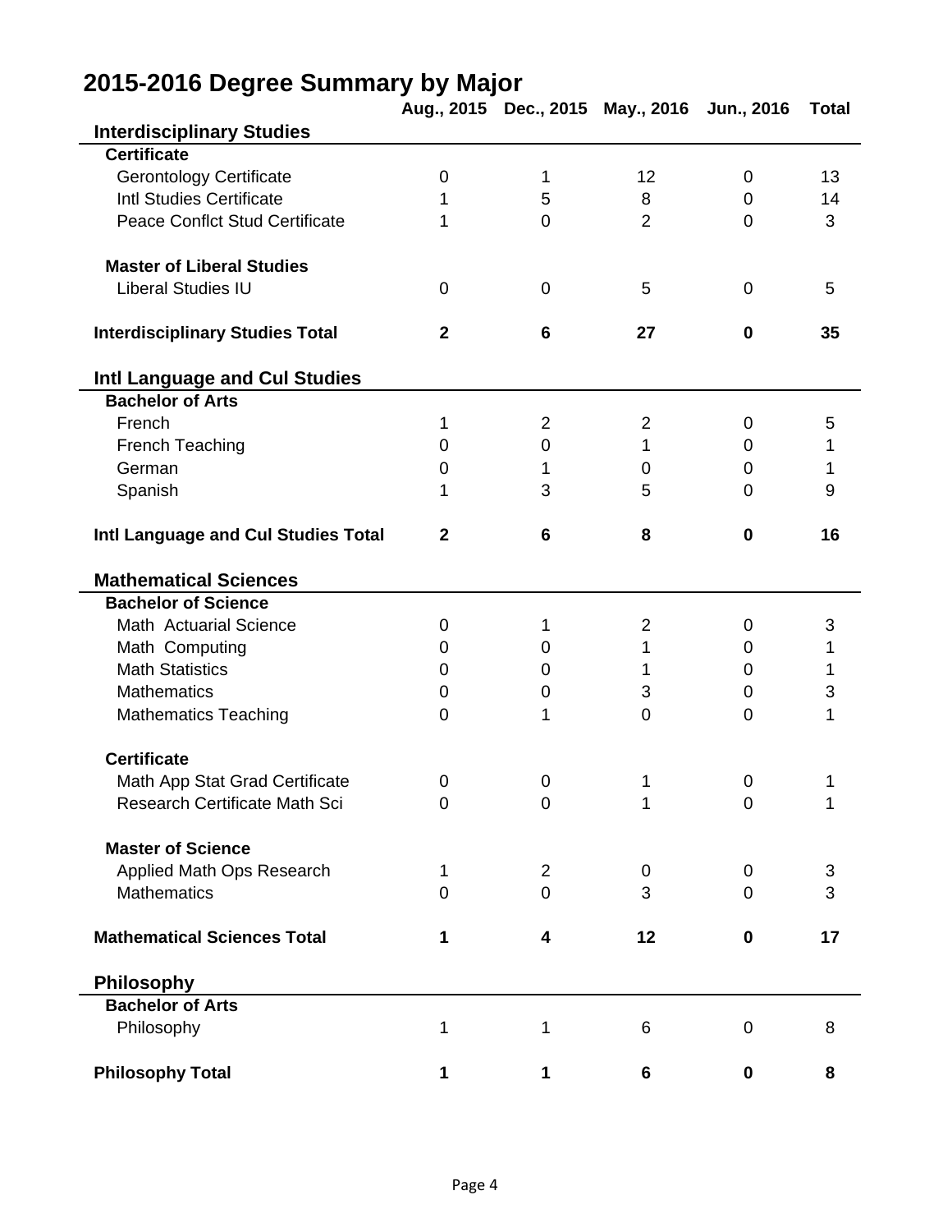# 2015-2016 Degree Summary by Major

| | Aug., 2015 | Dec., 2015 | May., 2016 | Jun., 2016 | Total |
|---|---|---|---|---|---|
| **Interdisciplinary Studies** | | | | | |
| **Certificate** | | | | | |
| Gerontology Certificate | 0 | 1 | 12 | 0 | 13 |
| Intl Studies Certificate | 1 | 5 | 8 | 0 | 14 |
| Peace Conflct Stud Certificate | 1 | 0 | 2 | 0 | 3 |
| **Master of Liberal Studies** | | | | | |
| Liberal Studies IU | 0 | 0 | 5 | 0 | 5 |
| **Interdisciplinary Studies Total** | **2** | **6** | **27** | **0** | **35** |
| **Intl Language and Cul Studies** | | | | | |
| **Bachelor of Arts** | | | | | |
| French | 1 | 2 | 2 | 0 | 5 |
| French Teaching | 0 | 0 | 1 | 0 | 1 |
| German | 0 | 1 | 0 | 0 | 1 |
| Spanish | 1 | 3 | 5 | 0 | 9 |
| **Intl Language and Cul Studies Total** | **2** | **6** | **8** | **0** | **16** |
| **Mathematical Sciences** | | | | | |
| **Bachelor of Science** | | | | | |
| Math Actuarial Science | 0 | 1 | 2 | 0 | 3 |
| Math Computing | 0 | 0 | 1 | 0 | 1 |
| Math Statistics | 0 | 0 | 1 | 0 | 1 |
| Mathematics | 0 | 0 | 3 | 0 | 3 |
| Mathematics Teaching | 0 | 1 | 0 | 0 | 1 |
| **Certificate** | | | | | |
| Math App Stat Grad Certificate | 0 | 0 | 1 | 0 | 1 |
| Research Certificate Math Sci | 0 | 0 | 1 | 0 | 1 |
| **Master of Science** | | | | | |
| Applied Math Ops Research | 1 | 2 | 0 | 0 | 3 |
| Mathematics | 0 | 0 | 3 | 0 | 3 |
| **Mathematical Sciences Total** | **1** | **4** | **12** | **0** | **17** |
| **Philosophy** | | | | | |
| **Bachelor of Arts** | | | | | |
| Philosophy | 1 | 1 | 6 | 0 | 8 |
| **Philosophy Total** | **1** | **1** | **6** | **0** | **8** |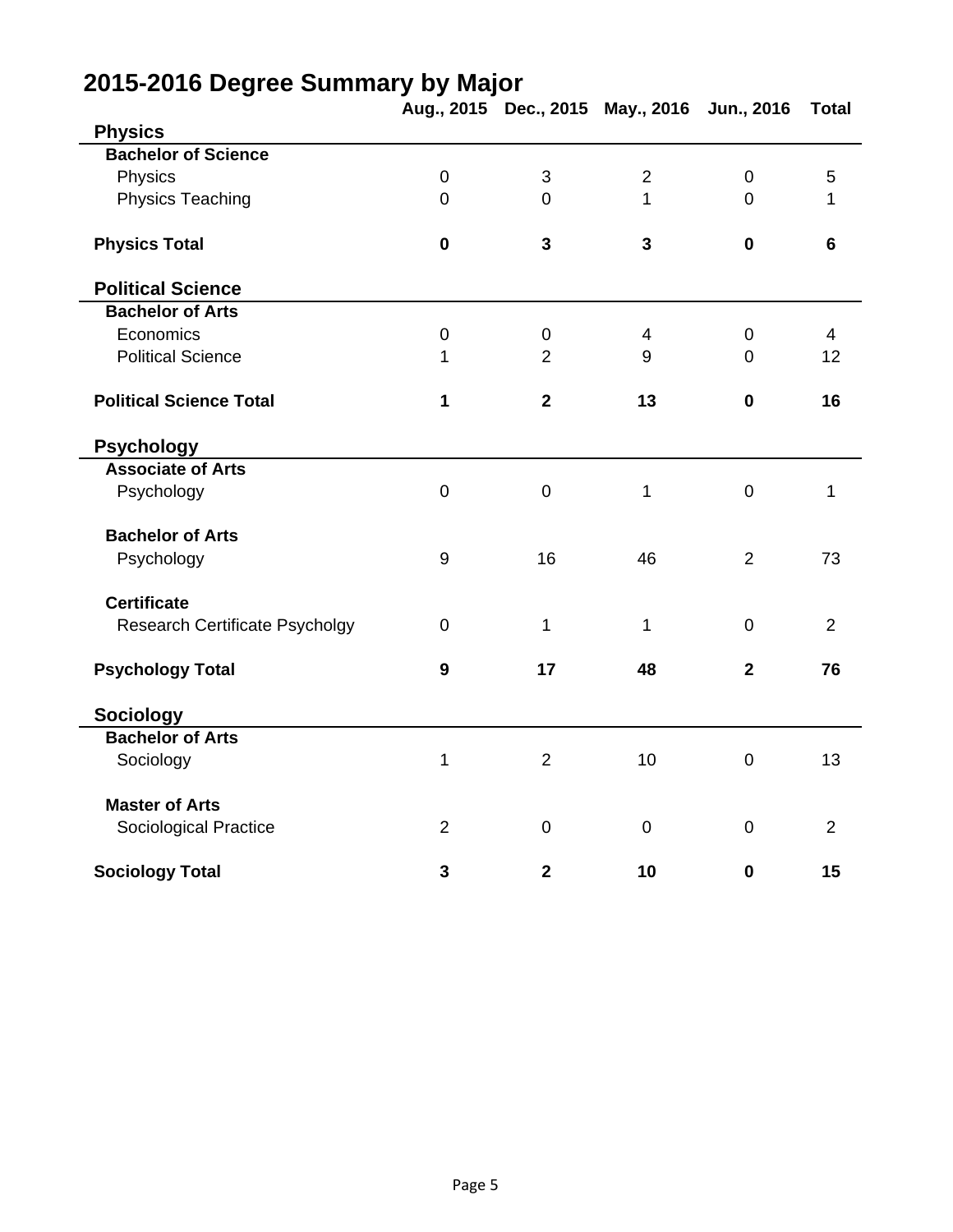# 2015-2016 Degree Summary by Major

| | Aug., 2015 | Dec., 2015 | May., 2016 | Jun., 2016 | Total |
|---|---|---|---|---|---|
| **Physics** | | | | | |
| **Bachelor of Science** | | | | | |
| Physics | 0 | 3 | 2 | 0 | 5 |
| Physics Teaching | 0 | 0 | 1 | 0 | 1 |
| **Physics Total** | **0** | **3** | **3** | **0** | **6** |
| **Political Science** | | | | | |
| **Bachelor of Arts** | | | | | |
| Economics | 0 | 0 | 4 | 0 | 4 |
| Political Science | 1 | 2 | 9 | 0 | 12 |
| **Political Science Total** | **1** | **2** | **13** | **0** | **16** |
| **Psychology** | | | | | |
| **Associate of Arts** | | | | | |
| Psychology | 0 | 0 | 1 | 0 | 1 |
| **Bachelor of Arts** | | | | | |
| Psychology | 9 | 16 | 46 | 2 | 73 |
| **Certificate** | | | | | |
| Research Certificate Psycholgy | 0 | 1 | 1 | 0 | 2 |
| **Psychology Total** | **9** | **17** | **48** | **2** | **76** |
| **Sociology** | | | | | |
| **Bachelor of Arts** | | | | | |
| Sociology | 1 | 2 | 10 | 0 | 13 |
| **Master of Arts** | | | | | |
| Sociological Practice | 2 | 0 | 0 | 0 | 2 |
| **Sociology Total** | **3** | **2** | **10** | **0** | **15** |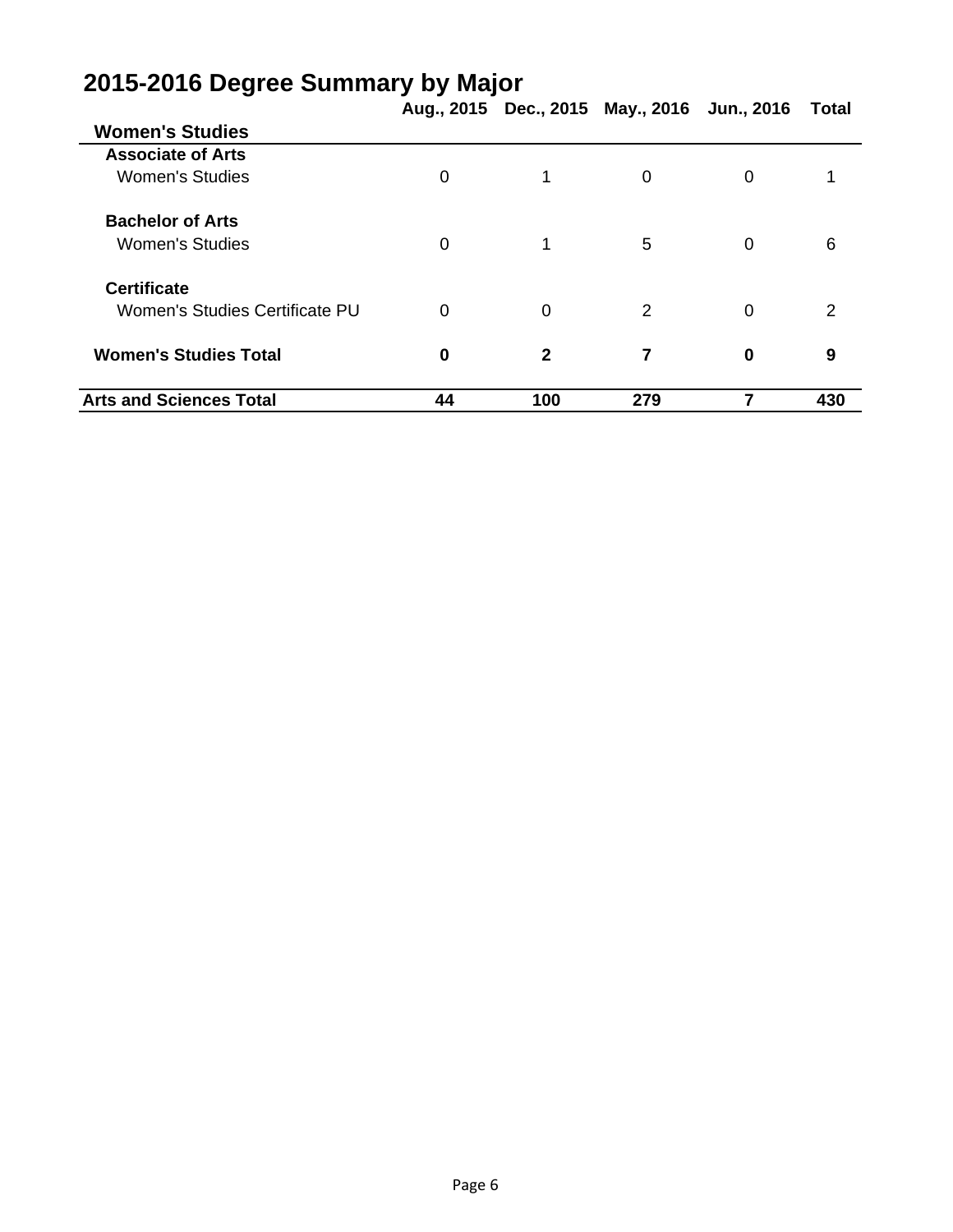# 2015-2016 Degree Summary by Major

| | Aug., 2015 | Dec., 2015 | May., 2016 | Jun., 2016 | Total |
|---|---|---|---|---|---|
| **Women's Studies** | | | | | |
| **Associate of Arts** | | | | | |
| Women's Studies | 0 | 1 | 0 | 0 | 1 |
| **Bachelor of Arts** | | | | | |
| Women's Studies | 0 | 1 | 5 | 0 | 6 |
| **Certificate** | | | | | |
| Women's Studies Certificate PU | 0 | 0 | 2 | 0 | 2 |
| **Women's Studies Total** | **0** | **2** | **7** | **0** | **9** |
| **Arts and Sciences Total** | **44** | **100** | **279** | **7** | **430** |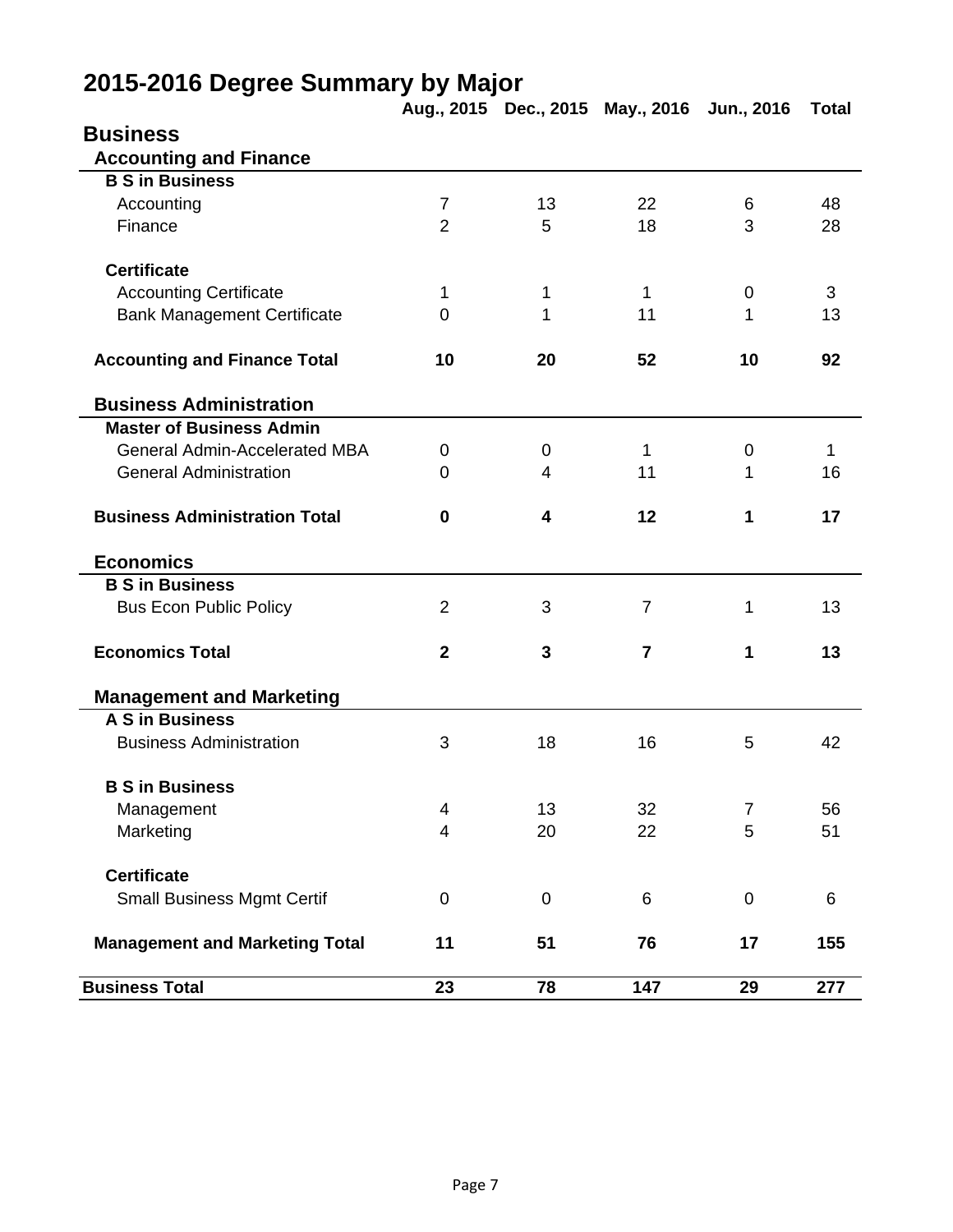# 2015-2016 Degree Summary by Major

| | Aug., 2015 | Dec., 2015 | May., 2016 | Jun., 2016 | Total |
|---|---|---|---|---|---|
| **Business** | | | | | |
| **Accounting and Finance** | | | | | |
| **B S in Business** | | | | | |
| Accounting | 7 | 13 | 22 | 6 | 48 |
| Finance | 2 | 5 | 18 | 3 | 28 |
| **Certificate** | | | | | |
| Accounting Certificate | 1 | 1 | 1 | 0 | 3 |
| Bank Management Certificate | 0 | 1 | 11 | 1 | 13 |
| **Accounting and Finance Total** | **10** | **20** | **52** | **10** | **92** |
| **Business Administration** | | | | | |
| **Master of Business Admin** | | | | | |
| General Admin-Accelerated MBA | 0 | 0 | 1 | 0 | 1 |
| General Administration | 0 | 4 | 11 | 1 | 16 |
| **Business Administration Total** | **0** | **4** | **12** | **1** | **17** |
| **Economics** | | | | | |
| **B S in Business** | | | | | |
| Bus Econ Public Policy | 2 | 3 | 7 | 1 | 13 |
| **Economics Total** | **2** | **3** | **7** | **1** | **13** |
| **Management and Marketing** | | | | | |
| **A S in Business** | | | | | |
| Business Administration | 3 | 18 | 16 | 5 | 42 |
| **B S in Business** | | | | | |
| Management | 4 | 13 | 32 | 7 | 56 |
| Marketing | 4 | 20 | 22 | 5 | 51 |
| **Certificate** | | | | | |
| Small Business Mgmt Certif | 0 | 0 | 6 | 0 | 6 |
| **Management and Marketing Total** | **11** | **51** | **76** | **17** | **155** |
| **Business Total** | **23** | **78** | **147** | **29** | **277** |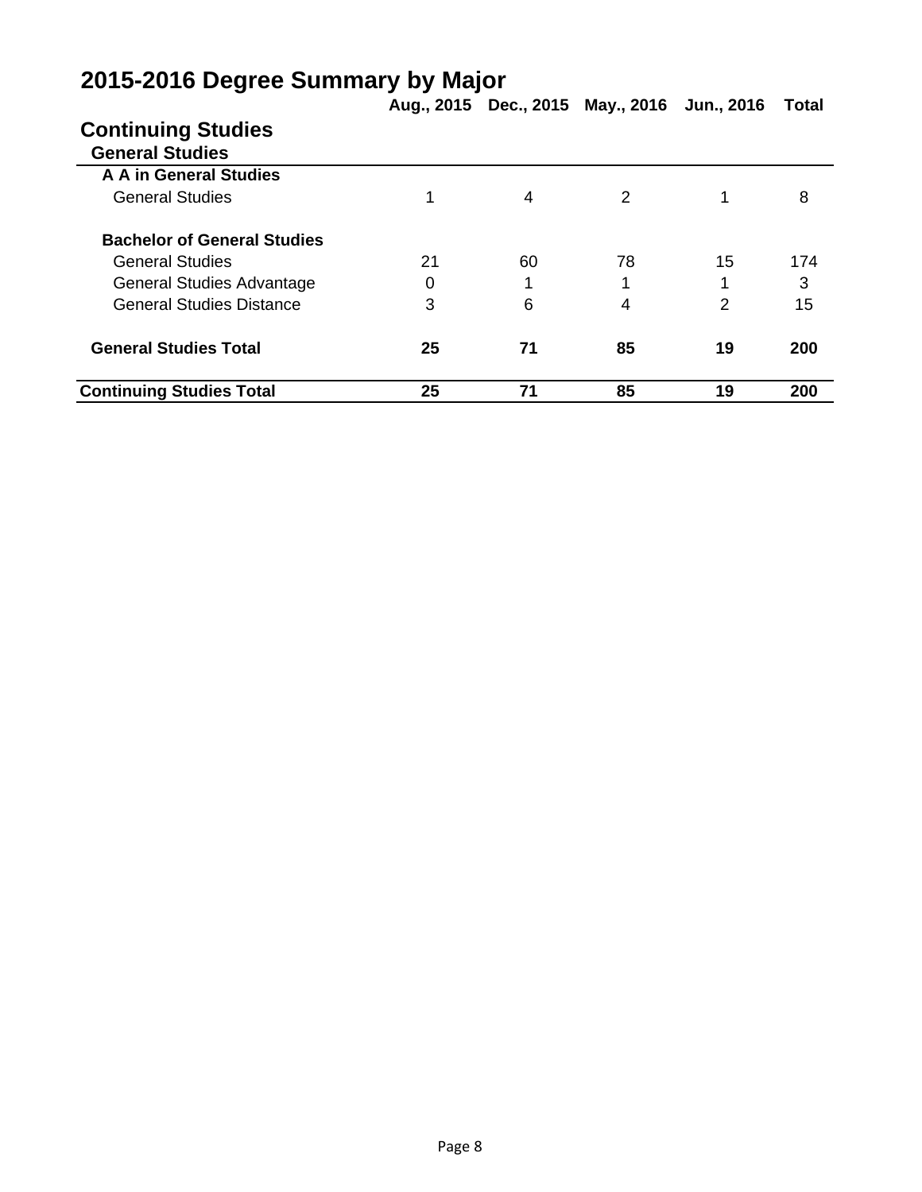# 2015-2016 Degree Summary by Major

| | Aug., 2015 | Dec., 2015 | May., 2016 | Jun., 2016 | Total |
|---|---|---|---|---|---|
| **Continuing Studies** | | | | | |
| **General Studies** | | | | | |
| **A A in General Studies** | | | | | |
| General Studies | 1 | 4 | 2 | 1 | 8 |
| **Bachelor of General Studies** | | | | | |
| General Studies | 21 | 60 | 78 | 15 | 174 |
| General Studies Advantage | 0 | 1 | 1 | 1 | 3 |
| General Studies Distance | 3 | 6 | 4 | 2 | 15 |
| **General Studies Total** | **25** | **71** | **85** | **19** | **200** |
| **Continuing Studies Total** | **25** | **71** | **85** | **19** | **200** |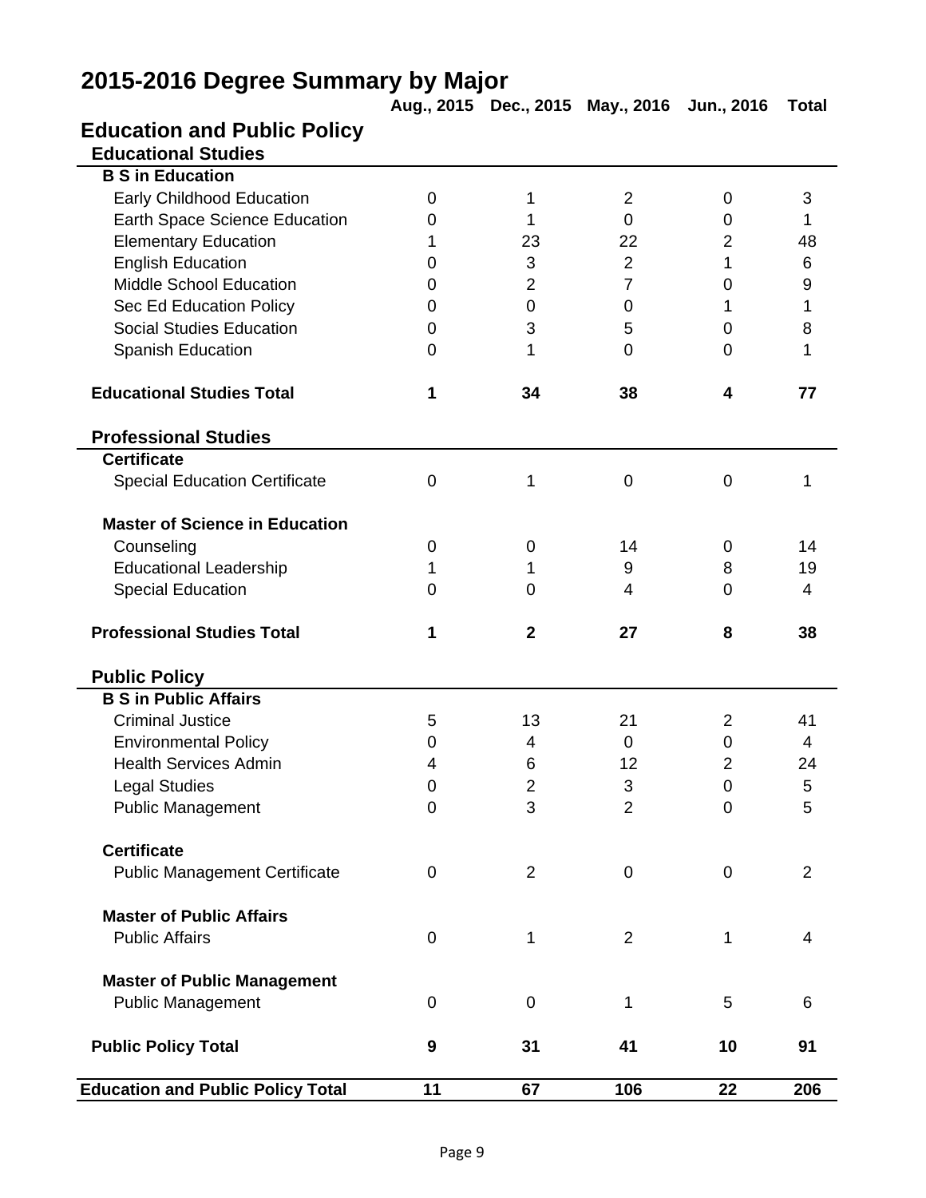# 2015-2016 Degree Summary by Major

| | Aug., 2015 | Dec., 2015 | May., 2016 | Jun., 2016 | Total |
|---|---|---|---|---|---|
| **Education and Public Policy** | | | | | |
| **Educational Studies** | | | | | |
| **B S in Education** | | | | | |
| Early Childhood Education | 0 | 1 | 2 | 0 | 3 |
| Earth Space Science Education | 0 | 1 | 0 | 0 | 1 |
| Elementary Education | 1 | 23 | 22 | 2 | 48 |
| English Education | 0 | 3 | 2 | 1 | 6 |
| Middle School Education | 0 | 2 | 7 | 0 | 9 |
| Sec Ed Education Policy | 0 | 0 | 0 | 1 | 1 |
| Social Studies Education | 0 | 3 | 5 | 0 | 8 |
| Spanish Education | 0 | 1 | 0 | 0 | 1 |
| **Educational Studies Total** | **1** | **34** | **38** | **4** | **77** |
| **Professional Studies** | | | | | |
| **Certificate** | | | | | |
| Special Education Certificate | 0 | 1 | 0 | 0 | 1 |
| **Master of Science in Education** | | | | | |
| Counseling | 0 | 0 | 14 | 0 | 14 |
| Educational Leadership | 1 | 1 | 9 | 8 | 19 |
| Special Education | 0 | 0 | 4 | 0 | 4 |
| **Professional Studies Total** | **1** | **2** | **27** | **8** | **38** |
| **Public Policy** | | | | | |
| **B S in Public Affairs** | | | | | |
| Criminal Justice | 5 | 13 | 21 | 2 | 41 |
| Environmental Policy | 0 | 4 | 0 | 0 | 4 |
| Health Services Admin | 4 | 6 | 12 | 2 | 24 |
| Legal Studies | 0 | 2 | 3 | 0 | 5 |
| Public Management | 0 | 3 | 2 | 0 | 5 |
| **Certificate** | | | | | |
| Public Management Certificate | 0 | 2 | 0 | 0 | 2 |
| **Master of Public Affairs** | | | | | |
| Public Affairs | 0 | 1 | 2 | 1 | 4 |
| **Master of Public Management** | | | | | |
| Public Management | 0 | 0 | 1 | 5 | 6 |
| **Public Policy Total** | **9** | **31** | **41** | **10** | **91** |
| **Education and Public Policy Total** | **11** | **67** | **106** | **22** | **206** |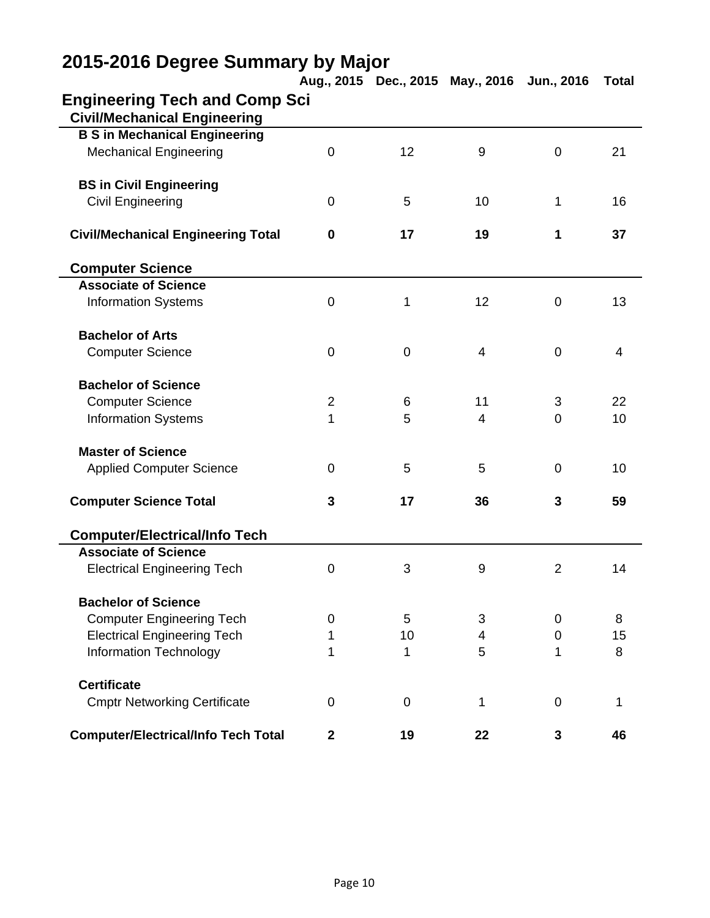# 2015-2016 Degree Summary by Major

## Engineering Tech and Comp Sci

| | Aug., 2015 | Dec., 2015 | May., 2016 | Jun., 2016 | Total |
|---|---|---|---|---|---|
| **Civil/Mechanical Engineering** | | | | | |
| **B S in Mechanical Engineering** | | | | | |
| Mechanical Engineering | 0 | 12 | 9 | 0 | 21 |
| **BS in Civil Engineering** | | | | | |
| Civil Engineering | 0 | 5 | 10 | 1 | 16 |
| **Civil/Mechanical Engineering Total** | **0** | **17** | **19** | **1** | **37** |
| **Computer Science** | | | | | |
| **Associate of Science** | | | | | |
| Information Systems | 0 | 1 | 12 | 0 | 13 |
| **Bachelor of Arts** | | | | | |
| Computer Science | 0 | 0 | 4 | 0 | 4 |
| **Bachelor of Science** | | | | | |
| Computer Science | 2 | 6 | 11 | 3 | 22 |
| Information Systems | 1 | 5 | 4 | 0 | 10 |
| **Master of Science** | | | | | |
| Applied Computer Science | 0 | 5 | 5 | 0 | 10 |
| **Computer Science Total** | **3** | **17** | **36** | **3** | **59** |
| **Computer/Electrical/Info Tech** | | | | | |
| **Associate of Science** | | | | | |
| Electrical Engineering Tech | 0 | 3 | 9 | 2 | 14 |
| **Bachelor of Science** | | | | | |
| Computer Engineering Tech | 0 | 5 | 3 | 0 | 8 |
| Electrical Engineering Tech | 1 | 10 | 4 | 0 | 15 |
| Information Technology | 1 | 1 | 5 | 1 | 8 |
| **Certificate** | | | | | |
| Cmptr Networking Certificate | 0 | 0 | 1 | 0 | 1 |
| **Computer/Electrical/Info Tech Total** | **2** | **19** | **22** | **3** | **46** |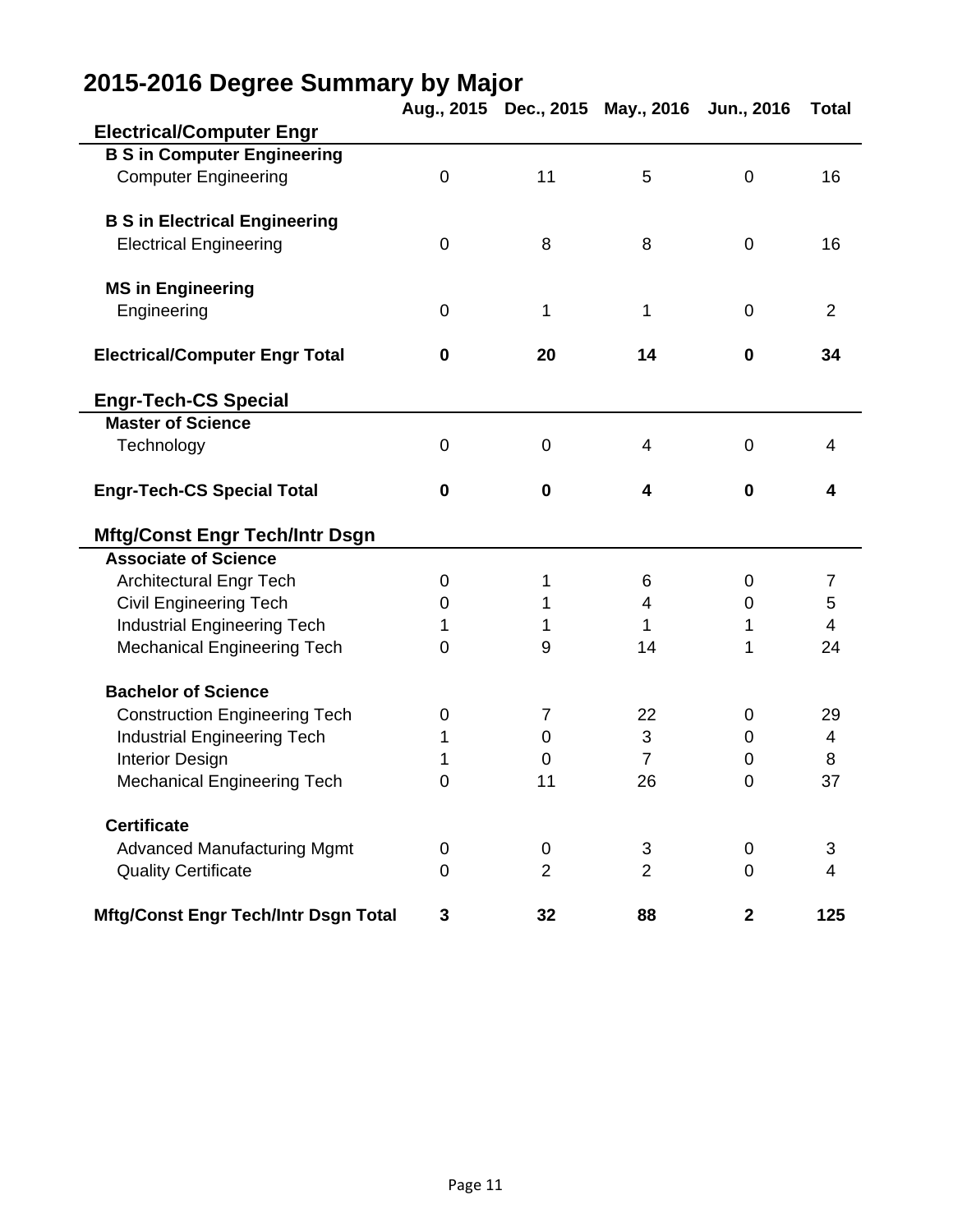# 2015-2016 Degree Summary by Major

| | Aug., 2015 | Dec., 2015 | May., 2016 | Jun., 2016 | Total |
|---|---|---|---|---|---|
| **Electrical/Computer Engr** | | | | | |
| **B S in Computer Engineering** | | | | | |
| Computer Engineering | 0 | 11 | 5 | 0 | 16 |
| **B S in Electrical Engineering** | | | | | |
| Electrical Engineering | 0 | 8 | 8 | 0 | 16 |
| **MS in Engineering** | | | | | |
| Engineering | 0 | 1 | 1 | 0 | 2 |
| **Electrical/Computer Engr Total** | **0** | **20** | **14** | **0** | **34** |
| **Engr-Tech-CS Special** | | | | | |
| **Master of Science** | | | | | |
| Technology | 0 | 0 | 4 | 0 | 4 |
| **Engr-Tech-CS Special Total** | **0** | **0** | **4** | **0** | **4** |
| **Mftg/Const Engr Tech/Intr Dsgn** | | | | | |
| **Associate of Science** | | | | | |
| Architectural Engr Tech | 0 | 1 | 6 | 0 | 7 |
| Civil Engineering Tech | 0 | 1 | 4 | 0 | 5 |
| Industrial Engineering Tech | 1 | 1 | 1 | 1 | 4 |
| Mechanical Engineering Tech | 0 | 9 | 14 | 1 | 24 |
| **Bachelor of Science** | | | | | |
| Construction Engineering Tech | 0 | 7 | 22 | 0 | 29 |
| Industrial Engineering Tech | 1 | 0 | 3 | 0 | 4 |
| Interior Design | 1 | 0 | 7 | 0 | 8 |
| Mechanical Engineering Tech | 0 | 11 | 26 | 0 | 37 |
| **Certificate** | | | | | |
| Advanced Manufacturing Mgmt | 0 | 0 | 3 | 0 | 3 |
| Quality Certificate | 0 | 2 | 2 | 0 | 4 |
| **Mftg/Const Engr Tech/Intr Dsgn Total** | **3** | **32** | **88** | **2** | **125** |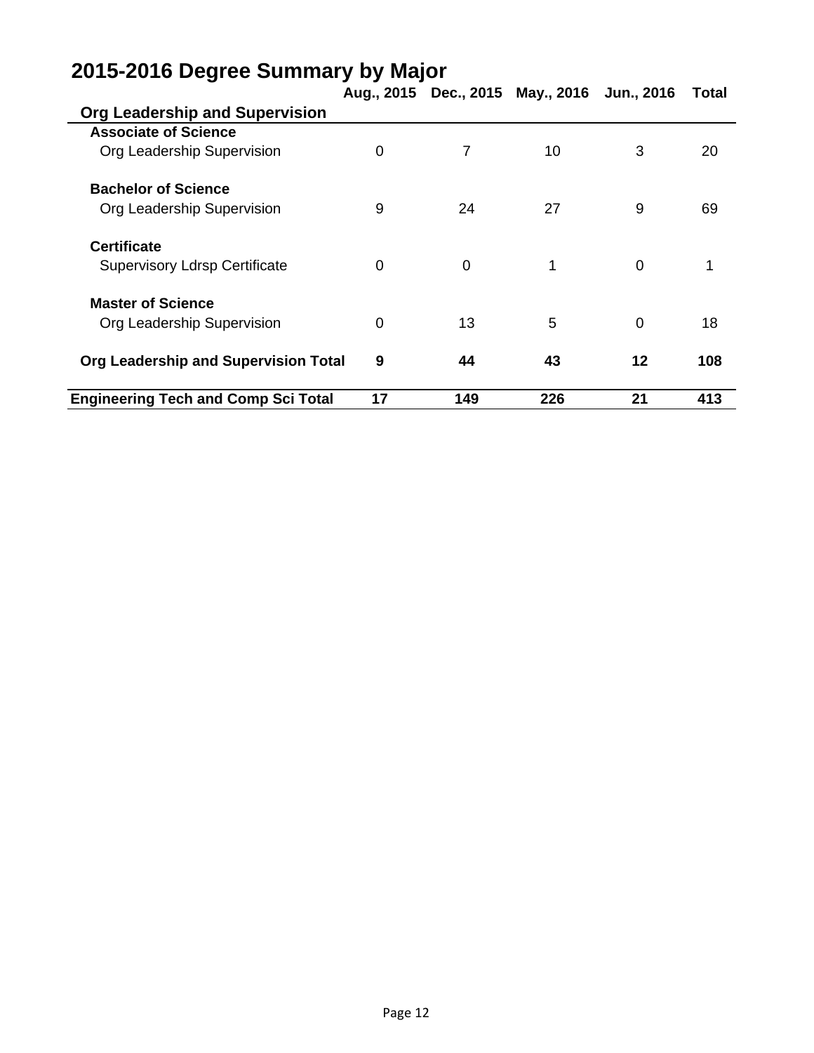# 2015-2016 Degree Summary by Major

| | Aug., 2015 | Dec., 2015 | May., 2016 | Jun., 2016 | Total |
|---|---|---|---|---|---|
| **Org Leadership and Supervision** | | | | | |
| **Associate of Science** | | | | | |
| Org Leadership Supervision | 0 | 7 | 10 | 3 | 20 |
| **Bachelor of Science** | | | | | |
| Org Leadership Supervision | 9 | 24 | 27 | 9 | 69 |
| **Certificate** | | | | | |
| Supervisory Ldrsp Certificate | 0 | 0 | 1 | 0 | 1 |
| **Master of Science** | | | | | |
| Org Leadership Supervision | 0 | 13 | 5 | 0 | 18 |
| **Org Leadership and Supervision Total** | **9** | **44** | **43** | **12** | **108** |
| **Engineering Tech and Comp Sci Total** | **17** | **149** | **226** | **21** | **413** |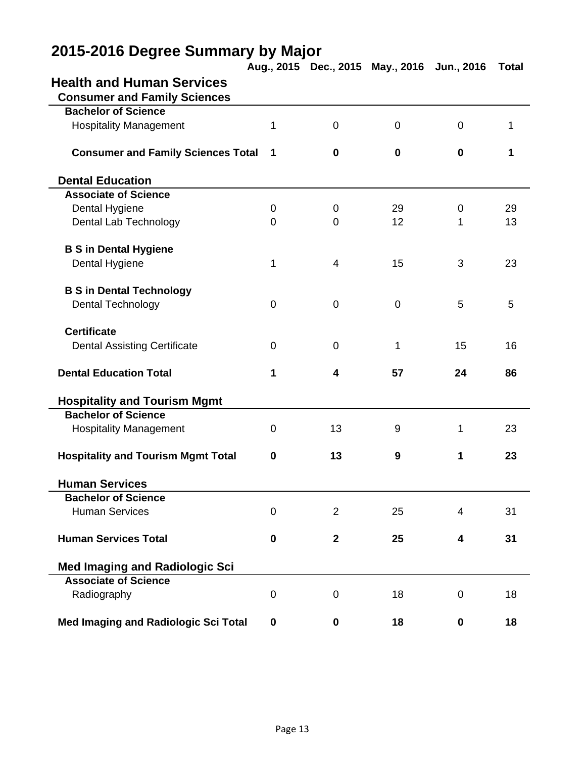# 2015-2016 Degree Summary by Major

## Health and Human Services

| | Aug., 2015 | Dec., 2015 | May., 2016 | Jun., 2016 | Total |
|---|---|---|---|---|---|
| **Consumer and Family Sciences** | | | | | |
| **Bachelor of Science** | | | | | |
| Hospitality Management | 1 | 0 | 0 | 0 | 1 |
| **Consumer and Family Sciences Total** | **1** | **0** | **0** | **0** | **1** |
| **Dental Education** | | | | | |
| **Associate of Science** | | | | | |
| Dental Hygiene | 0 | 0 | 29 | 0 | 29 |
| Dental Lab Technology | 0 | 0 | 12 | 1 | 13 |
| **B S in Dental Hygiene** | | | | | |
| Dental Hygiene | 1 | 4 | 15 | 3 | 23 |
| **B S in Dental Technology** | | | | | |
| Dental Technology | 0 | 0 | 0 | 5 | 5 |
| **Certificate** | | | | | |
| Dental Assisting Certificate | 0 | 0 | 1 | 15 | 16 |
| **Dental Education Total** | **1** | **4** | **57** | **24** | **86** |
| **Hospitality and Tourism Mgmt** | | | | | |
| **Bachelor of Science** | | | | | |
| Hospitality Management | 0 | 13 | 9 | 1 | 23 |
| **Hospitality and Tourism Mgmt Total** | **0** | **13** | **9** | **1** | **23** |
| **Human Services** | | | | | |
| **Bachelor of Science** | | | | | |
| Human Services | 0 | 2 | 25 | 4 | 31 |
| **Human Services Total** | **0** | **2** | **25** | **4** | **31** |
| **Med Imaging and Radiologic Sci** | | | | | |
| **Associate of Science** | | | | | |
| Radiography | 0 | 0 | 18 | 0 | 18 |
| **Med Imaging and Radiologic Sci Total** | **0** | **0** | **18** | **0** | **18** |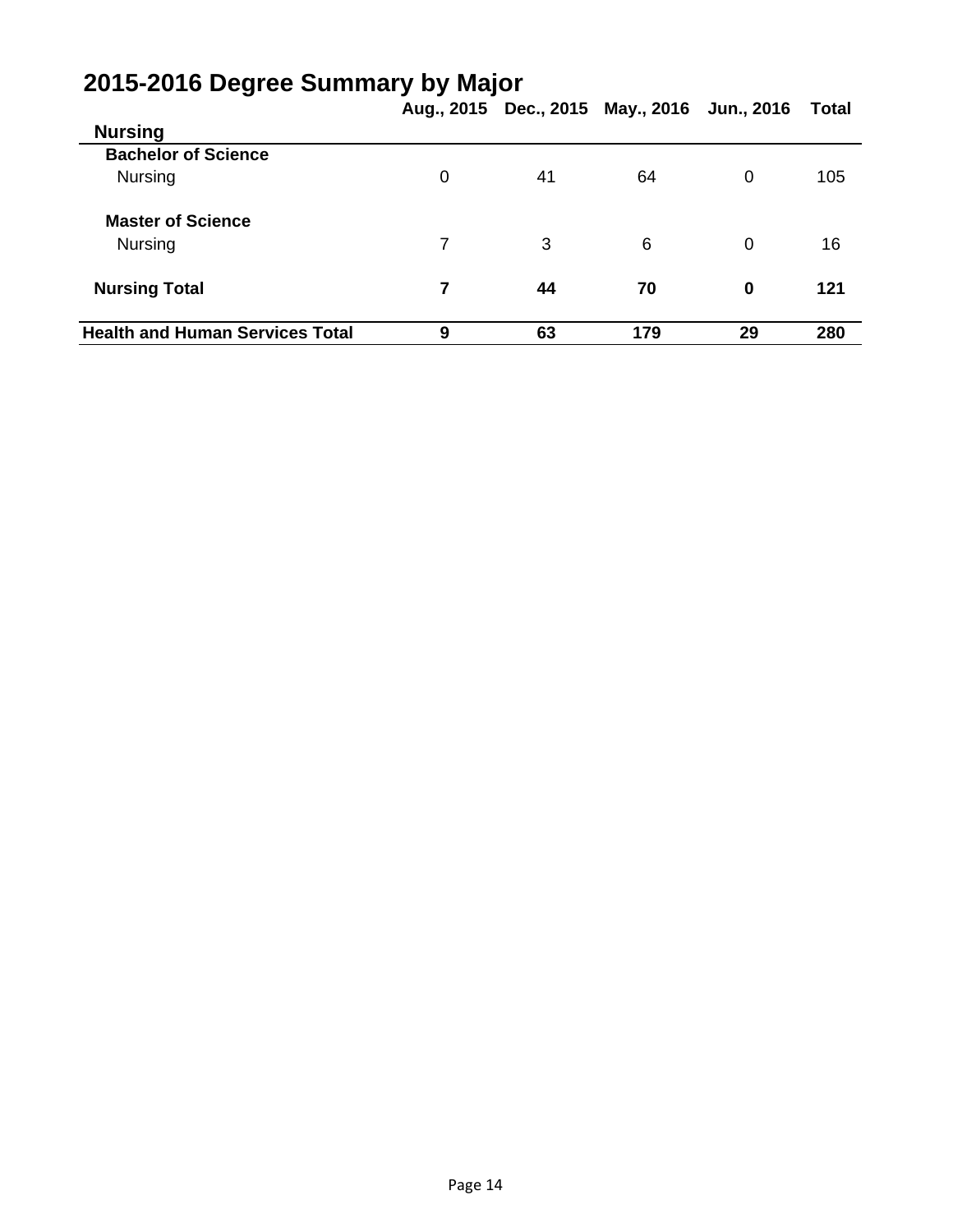# 2015-2016 Degree Summary by Major

| | Aug., 2015 | Dec., 2015 | May., 2016 | Jun., 2016 | Total |
|---|---|---|---|---|---|
| **Nursing** | | | | | |
| **Bachelor of Science** | | | | | |
| Nursing | 0 | 41 | 64 | 0 | 105 |
| **Master of Science** | | | | | |
| Nursing | 7 | 3 | 6 | 0 | 16 |
| **Nursing Total** | **7** | **44** | **70** | **0** | **121** |
| **Health and Human Services Total** | **9** | **63** | **179** | **29** | **280** |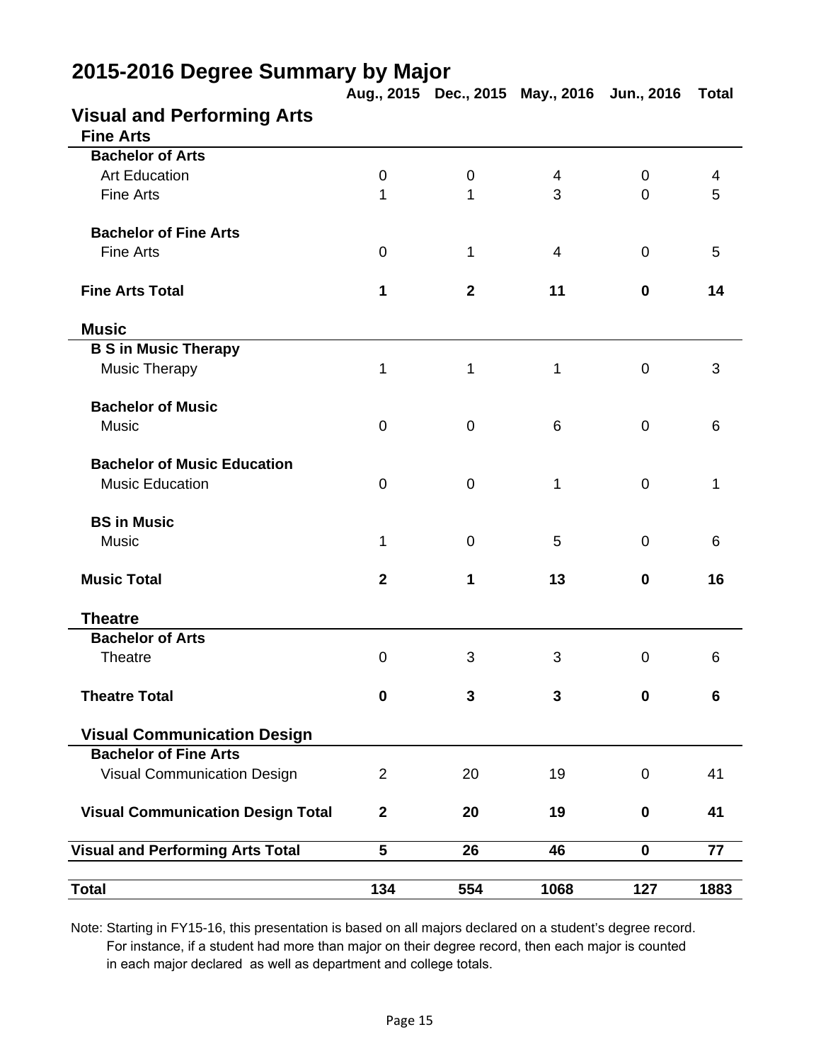# 2015-2016 Degree Summary by Major

| | Aug., 2015 | Dec., 2015 | May., 2016 | Jun., 2016 | Total |
|---|---|---|---|---|---|
| **Visual and Performing Arts** | | | | | |
| **Fine Arts** | | | | | |
| **Bachelor of Arts** | | | | | |
| Art Education | 0 | 0 | 4 | 0 | 4 |
| Fine Arts | 1 | 1 | 3 | 0 | 5 |
| **Bachelor of Fine Arts** | | | | | |
| Fine Arts | 0 | 1 | 4 | 0 | 5 |
| **Fine Arts Total** | **1** | **2** | **11** | **0** | **14** |
| **Music** | | | | | |
| **B S in Music Therapy** | | | | | |
| Music Therapy | 1 | 1 | 1 | 0 | 3 |
| **Bachelor of Music** | | | | | |
| Music | 0 | 0 | 6 | 0 | 6 |
| **Bachelor of Music Education** | | | | | |
| Music Education | 0 | 0 | 1 | 0 | 1 |
| **BS in Music** | | | | | |
| Music | 1 | 0 | 5 | 0 | 6 |
| **Music Total** | **2** | **1** | **13** | **0** | **16** |
| **Theatre** | | | | | |
| **Bachelor of Arts** | | | | | |
| Theatre | 0 | 3 | 3 | 0 | 6 |
| **Theatre Total** | **0** | **3** | **3** | **0** | **6** |
| **Visual Communication Design** | | | | | |
| **Bachelor of Fine Arts** | | | | | |
| Visual Communication Design | 2 | 20 | 19 | 0 | 41 |
| **Visual Communication Design Total** | **2** | **20** | **19** | **0** | **41** |
| **Visual and Performing Arts Total** | **5** | **26** | **46** | **0** | **77** |
| **Total** | **134** | **554** | **1068** | **127** | **1883** |

Note: Starting in FY15-16, this presentation is based on all majors declared on a student's degree record. For instance, if a student had more than major on their degree record, then each major is counted in each major declared as well as department and college totals.